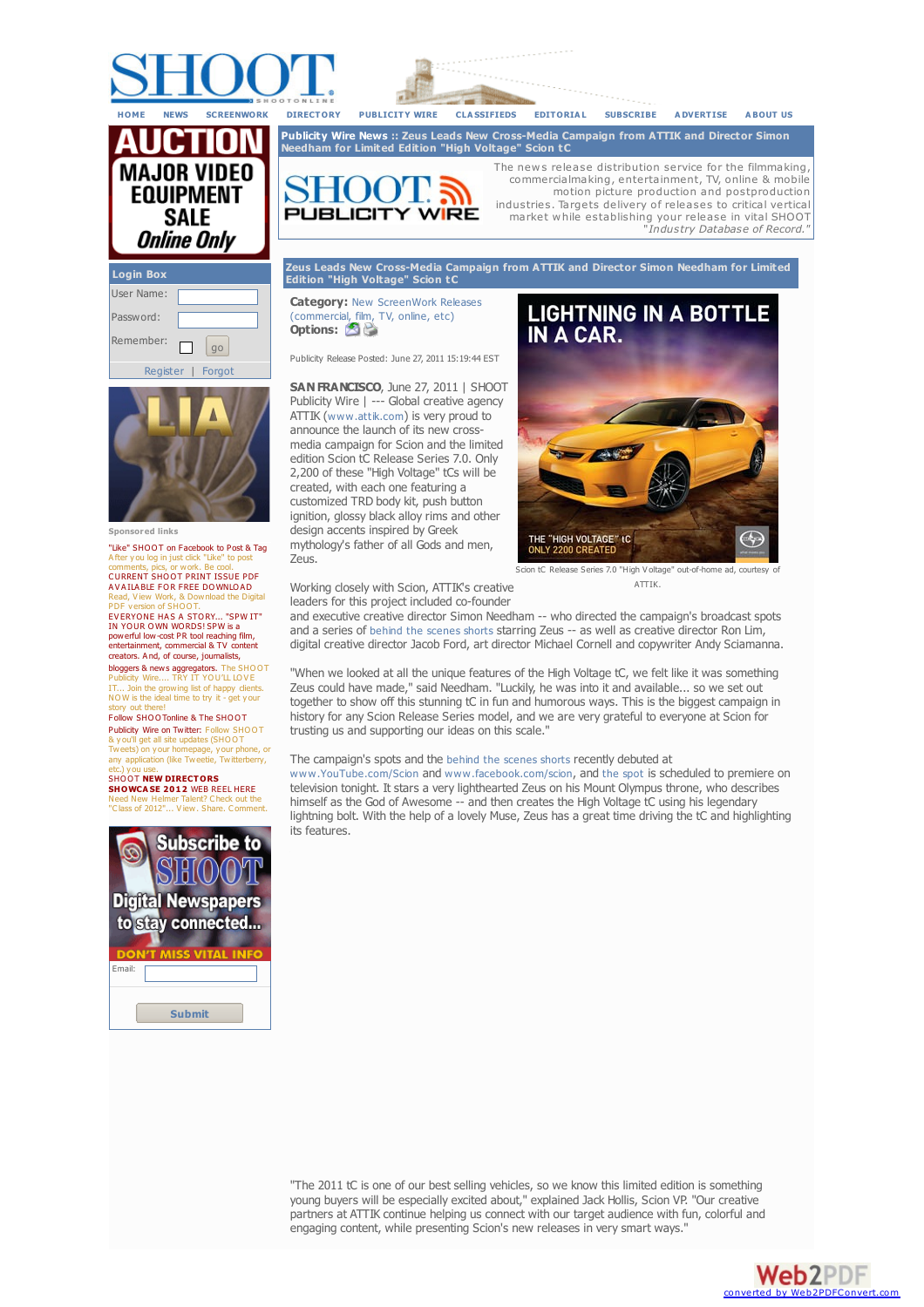HOME NEWS SCREENWORK DIRECTORY PUBLICITY WIRE CLASSIFIEDS EDITORIAL SUBSCRIBE ADVERTISE ABOUT US

**Publicity Wire News :: Zeus Leads New Cross-Media Campaign from ATTIK and Director Simon Needham for Limited Edition "High Voltage" Scion tC**

The news release distribution service for the filmmaking, commercialmaking, entertainment, TV, online & mobile motion picture production and postproduction industries. Targets delivery of releases to critical vertical market while establishing your release in vital SHOOT *"Industry Database of Record."*

## Zeus Leads New Cross-Media Campaign from ATTIK and Director Simon Needham for Limited Edition "High Voltage" Scion tC

**Category:** New ScreenWork Releases (commercial, film, TV, online, etc)
**Options:**

Publicity Release Posted: June 27, 2011 15:19:44 EST

LIGHTNING IN A BOTTLE IN A CAR.

THE "HIGH VOLTAGE" tC ONLY 2200 CREATED

Scion tC Release Series 7.0 "High Voltage" out-of-home ad, courtesy of ATTIK.

**SAN FRANCISCO**, June 27, 2011 | SHOOT Publicity Wire | --- Global creative agency ATTIK (www.attik.com) is very proud to announce the launch of its new cross-media campaign for Scion and the limited edition Scion tC Release Series 7.0. Only 2,200 of these "High Voltage" tCs will be created, with each one featuring a customized TRD body kit, push button ignition, glossy black alloy rims and other design accents inspired by Greek mythology's father of all Gods and men, Zeus.

Working closely with Scion, ATTIK's creative leaders for this project included co-founder and executive creative director Simon Needham -- who directed the campaign's broadcast spots and a series of behind the scenes shorts starring Zeus -- as well as creative director Ron Lim, digital creative director Jacob Ford, art director Michael Cornell and copywriter Andy Sciamanna.

"When we looked at all the unique features of the High Voltage tC, we felt like it was something Zeus could have made," said Needham. "Luckily, he was into it and available... so we set out together to show off this stunning tC in fun and humorous ways. This is the biggest campaign in history for any Scion Release Series model, and we are very grateful to everyone at Scion for trusting us and supporting our ideas on this scale."

The campaign's spots and the behind the scenes shorts recently debuted at www.YouTube.com/Scion and www.facebook.com/scion, and the spot is scheduled to premiere on television tonight. It stars a very lighthearted Zeus on his Mount Olympus throne, who describes himself as the God of Awesome -- and then creates the High Voltage tC using his legendary lightning bolt. With the help of a lovely Muse, Zeus has a great time driving the tC and highlighting its features.

"The 2011 tC is one of our best selling vehicles, so we know this limited edition is something young buyers will be especially excited about," explained Jack Hollis, Scion VP. "Our creative partners at ATTIK continue helping us connect with our target audience with fun, colorful and engaging content, while presenting Scion's new releases in very smart ways."

---

AUCTION
MAJOR VIDEO EQUIPMENT SALE
*Online Only*

**Login Box**

User Name:
Password:
Remember: go

Register | Forgot

Sponsored links

"Like" SHOOT on Facebook to Post & Tag
After you log in just click "Like" to post comments, pics, or work. Be cool.

CURRENT SHOOT PRINT ISSUE PDF AVAILABLE FOR FREE DOWNLOAD
Read, View Work, & Download the Digital PDF version of SHOOT.

EVERYONE HAS A STORY... "SPW IT" IN YOUR OWN WORDS! SPW is a powerful low-cost PR tool reaching film, entertainment, commercial & TV content creators. And, of course, journalists, bloggers & news aggregators.
The SHOOT Publicity Wire.... TRY IT YOU'LL LOVE IT... Join the growing list of happy clients. NOW is the ideal time to try it - get your story out there!

Follow SHOOTonline & The SHOOT Publicity Wire on Twitter:
Follow SHOOT & you'll get all site updates (SHOOT Tweets) on your homepage, your phone, or any application (like Tweetie, Twitterberry, etc.) you use.

SHOOT **NEW DIRECTORS SHOWCASE 2012** WEB REEL HERE
Need New Helmer Talent? Check out the "Class of 2012"... View. Share. Comment.

Subscribe to SHOOT Digital Newspapers to stay connected...
DON'T MISS VITAL INFO

Email:

Submit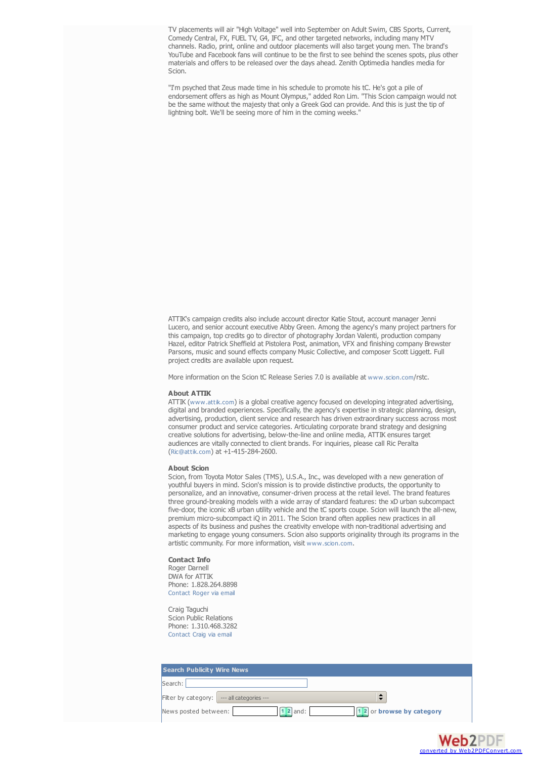TV placements will air "High Voltage" well into September on Adult Swim, CBS Sports, Current, Comedy Central, FX, FUEL TV, G4, IFC, and other targeted networks, including many MTV channels. Radio, print, online and outdoor placements will also target young men. The brand's YouTube and Facebook fans will continue to be the first to see behind the scenes spots, plus other materials and offers to be released over the days ahead. Zenith Optimedia handles media for Scion.

"I'm psyched that Zeus made time in his schedule to promote his tC. He's got a pile of endorsement offers as high as Mount Olympus," added Ron Lim. "This Scion campaign would not be the same without the majesty that only a Greek God can provide. And this is just the tip of lightning bolt. We'll be seeing more of him in the coming weeks."

ATTIK's campaign credits also include account director Katie Stout, account manager Jenni Lucero, and senior account executive Abby Green. Among the agency's many project partners for this campaign, top credits go to director of photography Jordan Valenti, production company Hazel, editor Patrick Sheffield at Pistolera Post, animation, VFX and finishing company Brewster Parsons, music and sound effects company Music Collective, and composer Scott Liggett. Full project credits are available upon request.

More information on the Scion tC Release Series 7.0 is available at www.scion.com/rstc.

**About ATTIK**
ATTIK (www.attik.com) is a global creative agency focused on developing integrated advertising, digital and branded experiences. Specifically, the agency's expertise in strategic planning, design, advertising, production, client service and research has driven extraordinary success across most consumer product and service categories. Articulating corporate brand strategy and designing creative solutions for advertising, below-the-line and online media, ATTIK ensures target audiences are vitally connected to client brands. For inquiries, please call Ric Peralta (Ric@attik.com) at +1-415-284-2600.

**About Scion**
Scion, from Toyota Motor Sales (TMS), U.S.A., Inc., was developed with a new generation of youthful buyers in mind. Scion's mission is to provide distinctive products, the opportunity to personalize, and an innovative, consumer-driven process at the retail level. The brand features three ground-breaking models with a wide array of standard features: the xD urban subcompact five-door, the iconic xB urban utility vehicle and the tC sports coupe. Scion will launch the all-new, premium micro-subcompact iQ in 2011. The Scion brand often applies new practices in all aspects of its business and pushes the creativity envelope with non-traditional advertising and marketing to engage young consumers. Scion also supports originality through its programs in the artistic community. For more information, visit www.scion.com.

**Contact Info**
Roger Darnell
DWA for ATTIK
Phone: 1.828.264.8898
Contact Roger via email

Craig Taguchi
Scion Public Relations
Phone: 1.310.468.3282
Contact Craig via email

**Search Publicity Wire News**

Search:

Filter by category: --- all categories ---

News posted between: and: or **browse by category**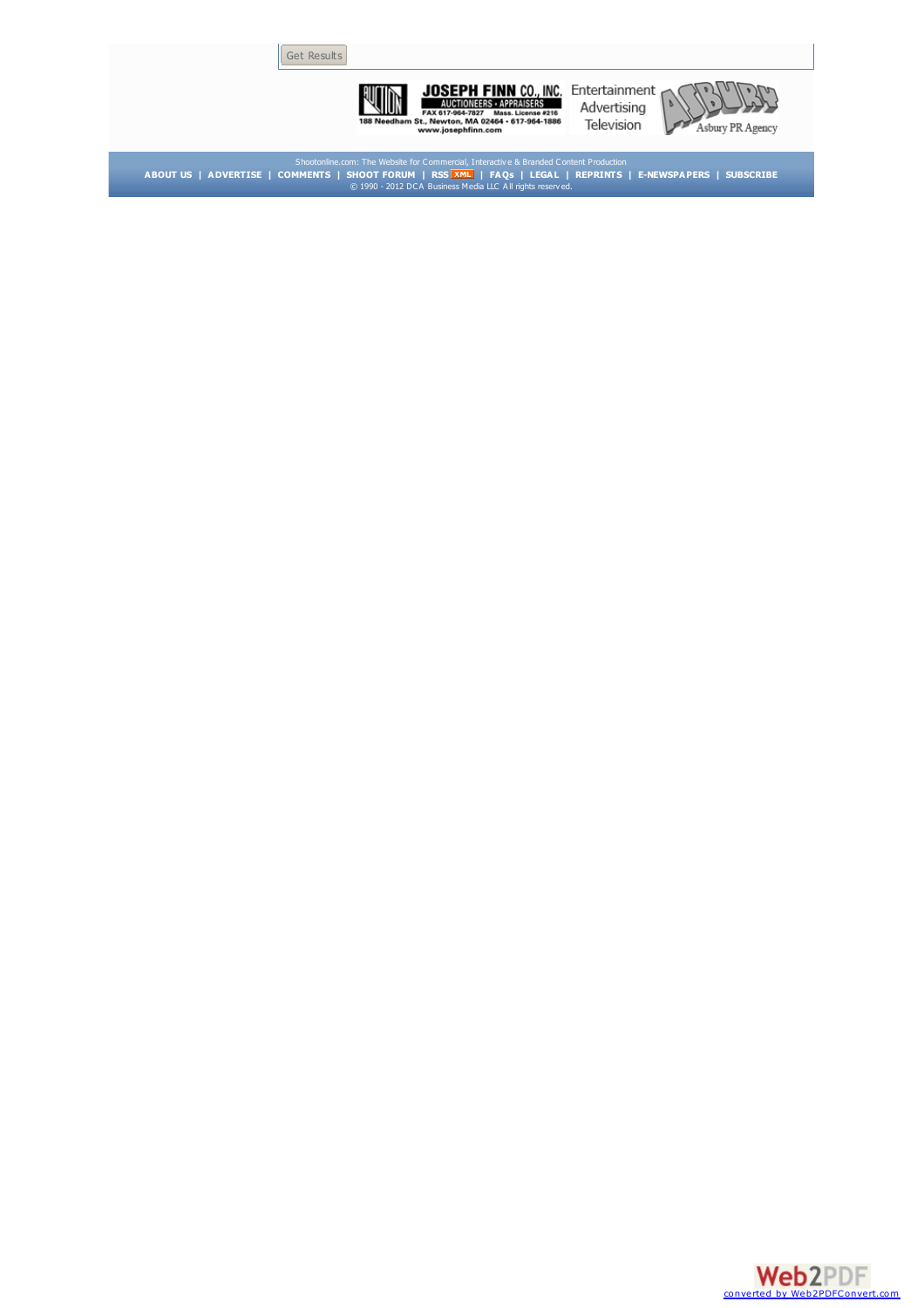Get Results

JOSEPH FINN CO., INC. AUCTIONEERS • APPRAISERS FAX 617-964-7827 Mass. License #216 188 Needham St., Newton, MA 02464 • 617-964-1886 www.josephfinn.com

Entertainment Advertising Television

Asbury PR Agency

Shootonline.com: The Website for Commercial, Interactive & Branded Content Production

ABOUT US | ADVERTISE | COMMENTS | SHOOT FORUM | RSS XML | FAQs | LEGAL | REPRINTS | E-NEWSPAPERS | SUBSCRIBE

© 1990 - 2012 DCA Business Media LLC All rights reserved.